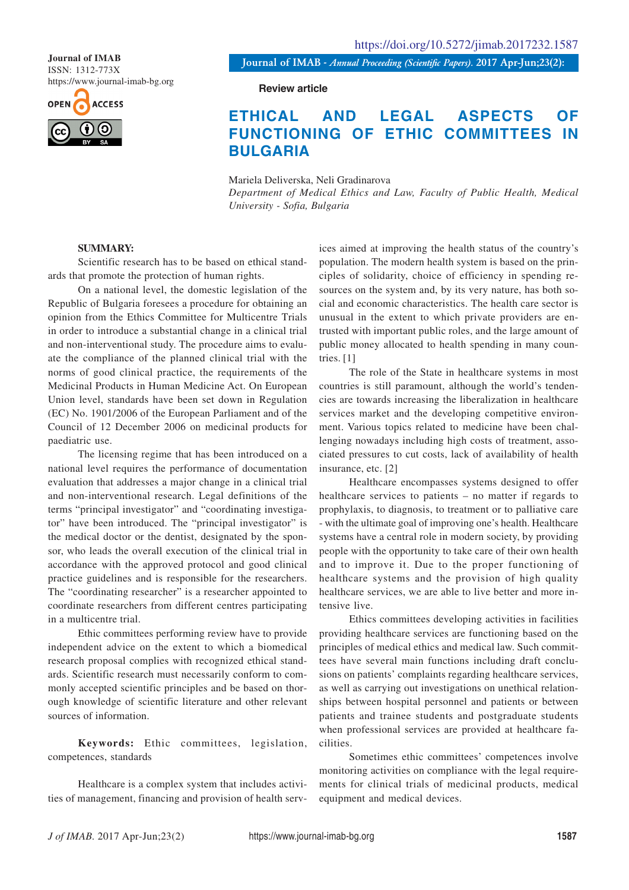Review article

# ETHICAL AND LEGAL ASPECTS OF FUNCTIONING OF ETHIC COMMITTEES IN BULGARIA

Mariela Deliverska, Neli Gradinarova
*Department of Medical Ethics and Law, Faculty of Public Health, Medical University - Sofia, Bulgaria*

**SUMMARY:**

Scientific research has to be based on ethical standards that promote the protection of human rights.

On a national level, the domestic legislation of the Republic of Bulgaria foresees a procedure for obtaining an opinion from the Ethics Committee for Multicentre Trials in order to introduce a substantial change in a clinical trial and non-interventional study. The procedure aims to evaluate the compliance of the planned clinical trial with the norms of good clinical practice, the requirements of the Medicinal Products in Human Medicine Act. On European Union level, standards have been set down in Regulation (EC) No. 1901/2006 of the European Parliament and of the Council of 12 December 2006 on medicinal products for paediatric use.

The licensing regime that has been introduced on a national level requires the performance of documentation evaluation that addresses a major change in a clinical trial and non-interventional research. Legal definitions of the terms "principal investigator" and "coordinating investigator" have been introduced. The "principal investigator" is the medical doctor or the dentist, designated by the sponsor, who leads the overall execution of the clinical trial in accordance with the approved protocol and good clinical practice guidelines and is responsible for the researchers. The "coordinating researcher" is a researcher appointed to coordinate researchers from different centres participating in a multicentre trial.

Ethic committees performing review have to provide independent advice on the extent to which a biomedical research proposal complies with recognized ethical standards. Scientific research must necessarily conform to commonly accepted scientific principles and be based on thorough knowledge of scientific literature and other relevant sources of information.

**Keywords:** Ethic committees, legislation, competences, standards

Healthcare is a complex system that includes activities of management, financing and provision of health services aimed at improving the health status of the country's population. The modern health system is based on the principles of solidarity, choice of efficiency in spending resources on the system and, by its very nature, has both social and economic characteristics. The health care sector is unusual in the extent to which private providers are entrusted with important public roles, and the large amount of public money allocated to health spending in many countries. [1]

The role of the State in healthcare systems in most countries is still paramount, although the world's tendencies are towards increasing the liberalization in healthcare services market and the developing competitive environment. Various topics related to medicine have been challenging nowadays including high costs of treatment, associated pressures to cut costs, lack of availability of health insurance, etc. [2]

Healthcare encompasses systems designed to offer healthcare services to patients – no matter if regards to prophylaxis, to diagnosis, to treatment or to palliative care - with the ultimate goal of improving one's health. Healthcare systems have a central role in modern society, by providing people with the opportunity to take care of their own health and to improve it. Due to the proper functioning of healthcare systems and the provision of high quality healthcare services, we are able to live better and more intensive live.

Ethics committees developing activities in facilities providing healthcare services are functioning based on the principles of medical ethics and medical law. Such committees have several main functions including draft conclusions on patients' complaints regarding healthcare services, as well as carrying out investigations on unethical relationships between hospital personnel and patients or between patients and trainee students and postgraduate students when professional services are provided at healthcare facilities.

Sometimes ethic committees' competences involve monitoring activities on compliance with the legal requirements for clinical trials of medicinal products, medical equipment and medical devices.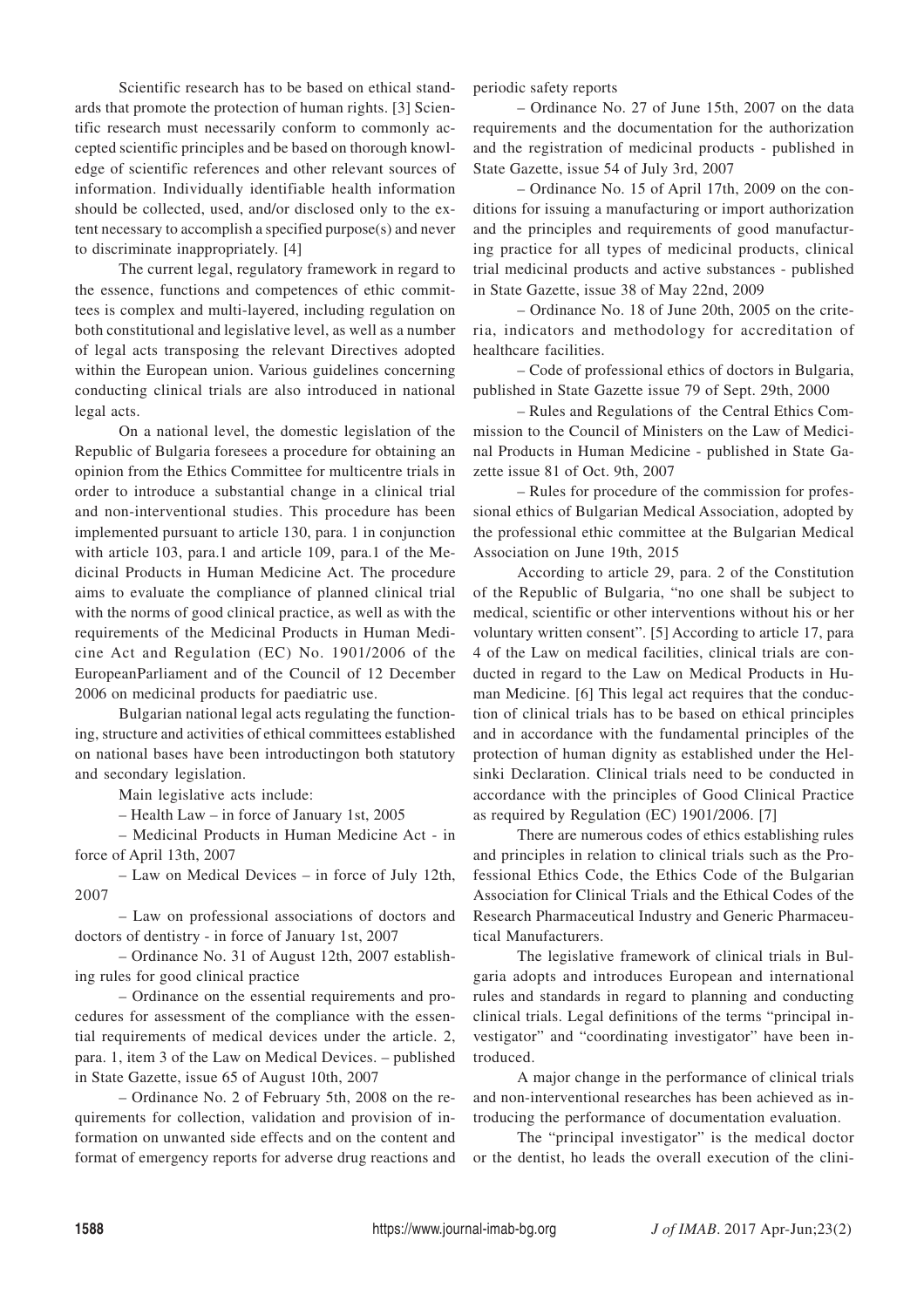Scientific research has to be based on ethical standards that promote the protection of human rights. [3] Scientific research must necessarily conform to commonly accepted scientific principles and be based on thorough knowledge of scientific references and other relevant sources of information. Individually identifiable health information should be collected, used, and/or disclosed only to the extent necessary to accomplish a specified purpose(s) and never to discriminate inappropriately. [4]

The current legal, regulatory framework in regard to the essence, functions and competences of ethic committees is complex and multi-layered, including regulation on both constitutional and legislative level, as well as a number of legal acts transposing the relevant Directives adopted within the European union. Various guidelines concerning conducting clinical trials are also introduced in national legal acts.

On a national level, the domestic legislation of the Republic of Bulgaria foresees a procedure for obtaining an opinion from the Ethics Committee for multicentre trials in order to introduce a substantial change in a clinical trial and non-interventional studies. This procedure has been implemented pursuant to article 130, para. 1 in conjunction with article 103, para.1 and article 109, para.1 of the Medicinal Products in Human Medicine Act. The procedure aims to evaluate the compliance of planned clinical trial with the norms of good clinical practice, as well as with the requirements of the Medicinal Products in Human Medicine Act and Regulation (EC) No. 1901/2006 of the EuropeanParliament and of the Council of 12 December 2006 on medicinal products for paediatric use.

Bulgarian national legal acts regulating the functioning, structure and activities of ethical committees established on national bases have been introductingon both statutory and secondary legislation.

Main legislative acts include:

– Health Law – in force of January 1st, 2005

– Medicinal Products in Human Medicine Act - in force of April 13th, 2007

– Law on Medical Devices – in force of July 12th, 2007

– Law on professional associations of doctors and doctors of dentistry - in force of January 1st, 2007

– Ordinance No. 31 of August 12th, 2007 establishing rules for good clinical practice

– Ordinance on the essential requirements and procedures for assessment of the compliance with the essential requirements of medical devices under the article. 2, para. 1, item 3 of the Law on Medical Devices. – published in State Gazette, issue 65 of August 10th, 2007

– Ordinance No. 2 of February 5th, 2008 on the requirements for collection, validation and provision of information on unwanted side effects and on the content and format of emergency reports for adverse drug reactions and periodic safety reports

– Ordinance No. 27 of June 15th, 2007 on the data requirements and the documentation for the authorization and the registration of medicinal products - published in State Gazette, issue 54 of July 3rd, 2007

– Ordinance No. 15 of April 17th, 2009 on the conditions for issuing a manufacturing or import authorization and the principles and requirements of good manufacturing practice for all types of medicinal products, clinical trial medicinal products and active substances - published in State Gazette, issue 38 of May 22nd, 2009

– Ordinance No. 18 of June 20th, 2005 on the criteria, indicators and methodology for accreditation of healthcare facilities.

– Code of professional ethics of doctors in Bulgaria, published in State Gazette issue 79 of Sept. 29th, 2000

– Rules and Regulations of the Central Ethics Commission to the Council of Ministers on the Law of Medicinal Products in Human Medicine - published in State Gazette issue 81 of Oct. 9th, 2007

– Rules for procedure of the commission for professional ethics of Bulgarian Medical Association, adopted by the professional ethic committee at the Bulgarian Medical Association on June 19th, 2015

According to article 29, para. 2 of the Constitution of the Republic of Bulgaria, "no one shall be subject to medical, scientific or other interventions without his or her voluntary written consent". [5] According to article 17, para 4 of the Law on medical facilities, clinical trials are conducted in regard to the Law on Medical Products in Human Medicine. [6] This legal act requires that the conduction of clinical trials has to be based on ethical principles and in accordance with the fundamental principles of the protection of human dignity as established under the Helsinki Declaration. Clinical trials need to be conducted in accordance with the principles of Good Clinical Practice as required by Regulation (EC) 1901/2006. [7]

There are numerous codes of ethics establishing rules and principles in relation to clinical trials such as the Professional Ethics Code, the Ethics Code of the Bulgarian Association for Clinical Trials and the Ethical Codes of the Research Pharmaceutical Industry and Generic Pharmaceutical Manufacturers.

The legislative framework of clinical trials in Bulgaria adopts and introduces European and international rules and standards in regard to planning and conducting clinical trials. Legal definitions of the terms "principal investigator" and "coordinating investigator" have been introduced.

A major change in the performance of clinical trials and non-interventional researches has been achieved as introducing the performance of documentation evaluation.

The "principal investigator" is the medical doctor or the dentist, ho leads the overall execution of the clini-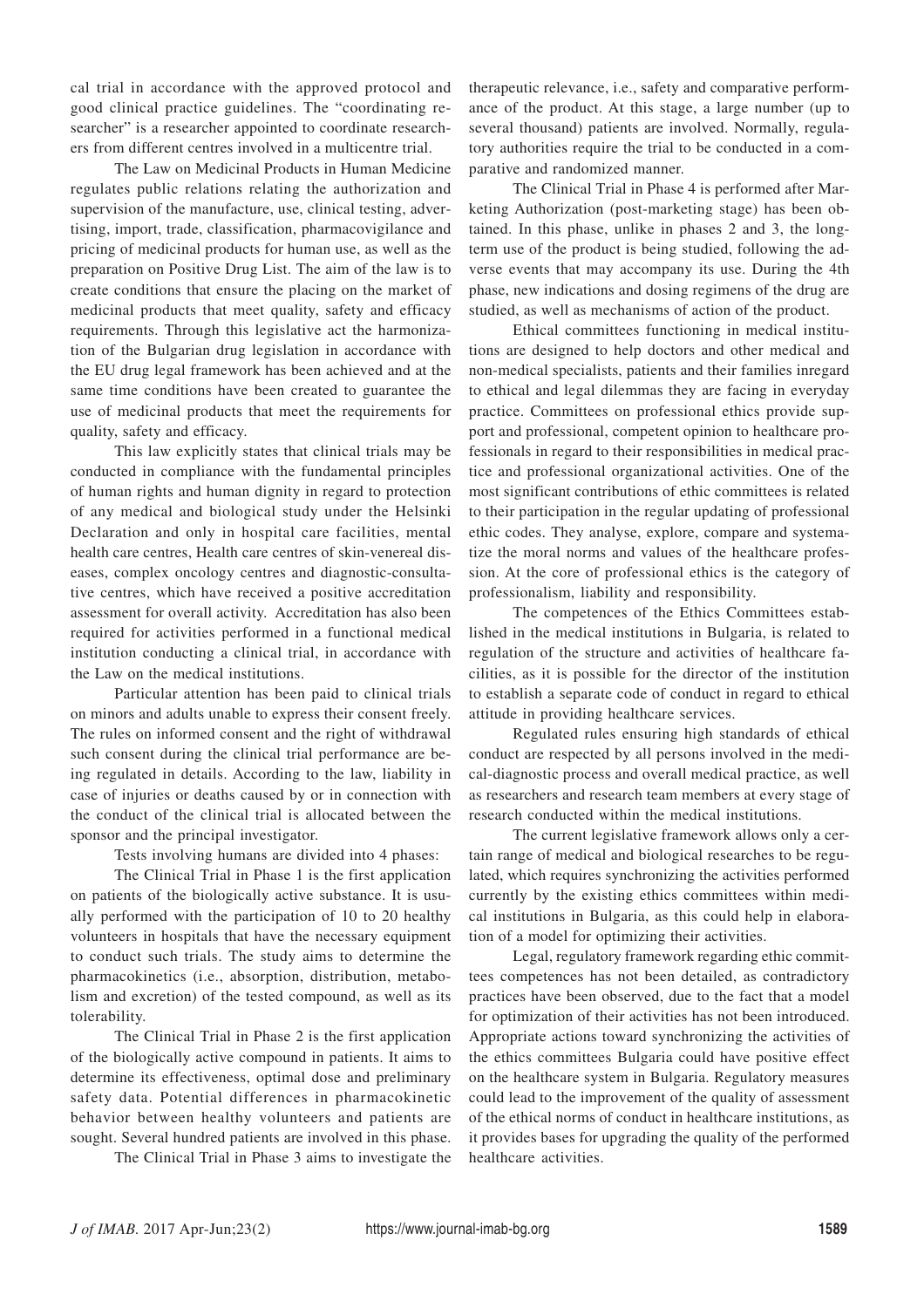cal trial in accordance with the approved protocol and good clinical practice guidelines. The "coordinating researcher" is a researcher appointed to coordinate researchers from different centres involved in a multicentre trial.

The Law on Medicinal Products in Human Medicine regulates public relations relating the authorization and supervision of the manufacture, use, clinical testing, advertising, import, trade, classification, pharmacovigilance and pricing of medicinal products for human use, as well as the preparation on Positive Drug List. The aim of the law is to create conditions that ensure the placing on the market of medicinal products that meet quality, safety and efficacy requirements. Through this legislative act the harmonization of the Bulgarian drug legislation in accordance with the EU drug legal framework has been achieved and at the same time conditions have been created to guarantee the use of medicinal products that meet the requirements for quality, safety and efficacy.

This law explicitly states that clinical trials may be conducted in compliance with the fundamental principles of human rights and human dignity in regard to protection of any medical and biological study under the Helsinki Declaration and only in hospital care facilities, mental health care centres, Health care centres of skin-venereal diseases, complex oncology centres and diagnostic-consultative centres, which have received a positive accreditation assessment for overall activity. Accreditation has also been required for activities performed in a functional medical institution conducting a clinical trial, in accordance with the Law on the medical institutions.

Particular attention has been paid to clinical trials on minors and adults unable to express their consent freely. The rules on informed consent and the right of withdrawal such consent during the clinical trial performance are being regulated in details. According to the law, liability in case of injuries or deaths caused by or in connection with the conduct of the clinical trial is allocated between the sponsor and the principal investigator.

Tests involving humans are divided into 4 phases:

The Clinical Trial in Phase 1 is the first application on patients of the biologically active substance. It is usually performed with the participation of 10 to 20 healthy volunteers in hospitals that have the necessary equipment to conduct such trials. The study aims to determine the pharmacokinetics (i.e., absorption, distribution, metabolism and excretion) of the tested compound, as well as its tolerability.

The Clinical Trial in Phase 2 is the first application of the biologically active compound in patients. It aims to determine its effectiveness, optimal dose and preliminary safety data. Potential differences in pharmacokinetic behavior between healthy volunteers and patients are sought. Several hundred patients are involved in this phase.

The Clinical Trial in Phase 3 aims to investigate the therapeutic relevance, i.e., safety and comparative performance of the product. At this stage, a large number (up to several thousand) patients are involved. Normally, regulatory authorities require the trial to be conducted in a comparative and randomized manner.

The Clinical Trial in Phase 4 is performed after Marketing Authorization (post-marketing stage) has been obtained. In this phase, unlike in phases 2 and 3, the long-term use of the product is being studied, following the adverse events that may accompany its use. During the 4th phase, new indications and dosing regimens of the drug are studied, as well as mechanisms of action of the product.

Ethical committees functioning in medical institutions are designed to help doctors and other medical and non-medical specialists, patients and their families inregard to ethical and legal dilemmas they are facing in everyday practice. Committees on professional ethics provide support and professional, competent opinion to healthcare professionals in regard to their responsibilities in medical practice and professional organizational activities. One of the most significant contributions of ethic committees is related to their participation in the regular updating of professional ethic codes. They analyse, explore, compare and systematize the moral norms and values of the healthcare profession. At the core of professional ethics is the category of professionalism, liability and responsibility.

The competences of the Ethics Committees established in the medical institutions in Bulgaria, is related to regulation of the structure and activities of healthcare facilities, as it is possible for the director of the institution to establish a separate code of conduct in regard to ethical attitude in providing healthcare services.

Regulated rules ensuring high standards of ethical conduct are respected by all persons involved in the medical-diagnostic process and overall medical practice, as well as researchers and research team members at every stage of research conducted within the medical institutions.

The current legislative framework allows only a certain range of medical and biological researches to be regulated, which requires synchronizing the activities performed currently by the existing ethics committees within medical institutions in Bulgaria, as this could help in elaboration of a model for optimizing their activities.

Legal, regulatory framework regarding ethic committees competences has not been detailed, as contradictory practices have been observed, due to the fact that a model for optimization of their activities has not been introduced. Appropriate actions toward synchronizing the activities of the ethics committees Bulgaria could have positive effect on the healthcare system in Bulgaria. Regulatory measures could lead to the improvement of the quality of assessment of the ethical norms of conduct in healthcare institutions, as it provides bases for upgrading the quality of the performed healthcare activities.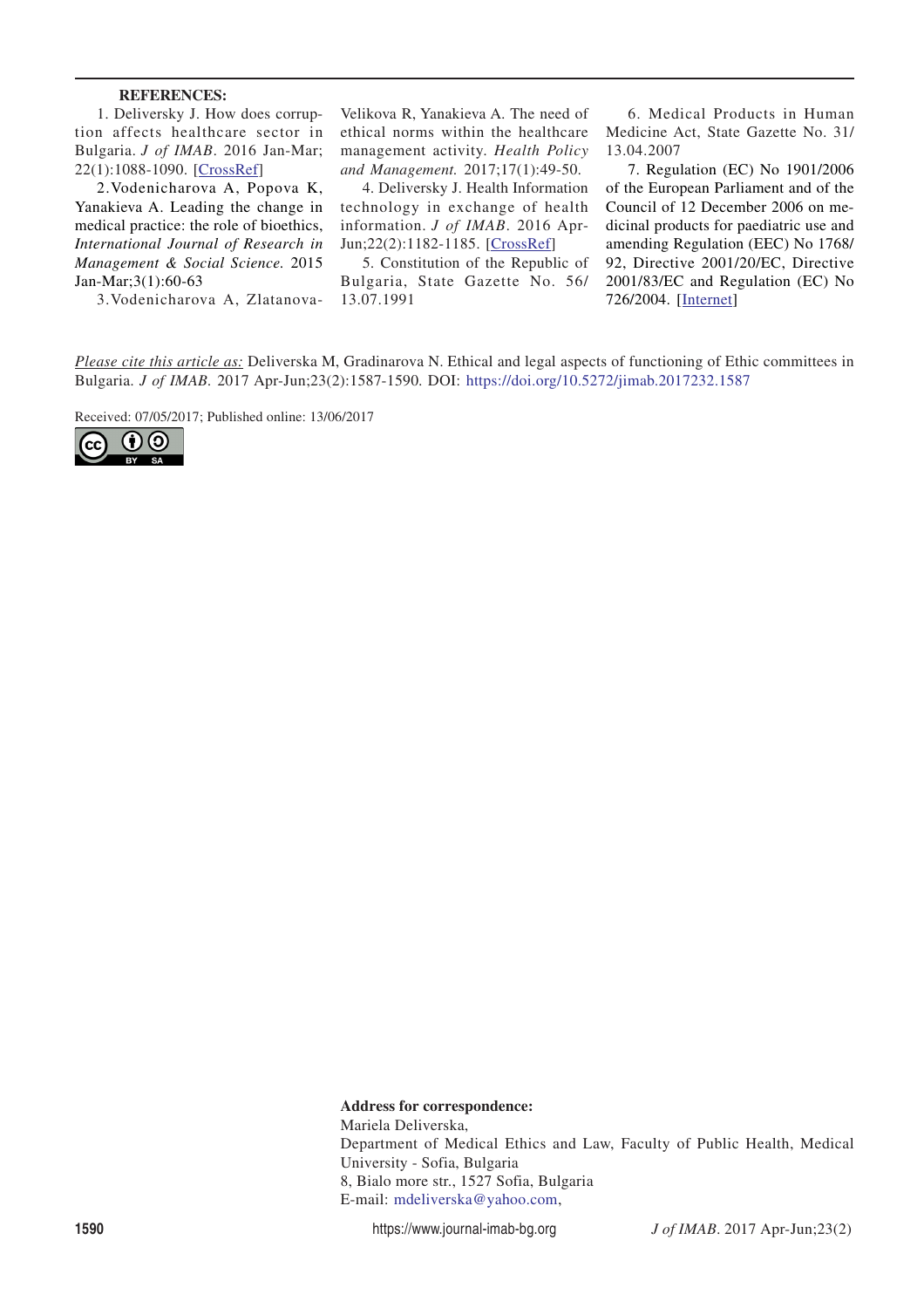**REFERENCES:**

1. Deliversky J. How does corruption affects healthcare sector in Bulgaria. *J of IMAB*. 2016 Jan-Mar; 22(1):1088-1090. [CrossRef]

2. Vodenicharova A, Popova K, Yanakieva A. Leading the change in medical practice: the role of bioethics, *International Journal of Research in Management & Social Science.* 2015 Jan-Mar;3(1):60-63

3. Vodenicharova A, Zlatanova-Velikova R, Yanakieva A. The need of ethical norms within the healthcare management activity. *Health Policy and Management.* 2017;17(1):49-50.

4. Deliversky J. Health Information technology in exchange of health information. *J of IMAB*. 2016 Apr-Jun;22(2):1182-1185. [CrossRef]

5. Constitution of the Republic of Bulgaria, State Gazette No. 56/ 13.07.1991

6. Medical Products in Human Medicine Act, State Gazette No. 31/ 13.04.2007

7. Regulation (EC) No 1901/2006 of the European Parliament and of the Council of 12 December 2006 on medicinal products for paediatric use and amending Regulation (EEC) No 1768/ 92, Directive 2001/20/EC, Directive 2001/83/EC and Regulation (EC) No 726/2004. [Internet]

*Please cite this article as:* Deliverska M, Gradinarova N. Ethical and legal aspects of functioning of Ethic committees in Bulgaria. *J of IMAB.* 2017 Apr-Jun;23(2):1587-1590. DOI: https://doi.org/10.5272/jimab.2017232.1587

Received: 07/05/2017; Published online: 13/06/2017

**Address for correspondence:**
Mariela Deliverska,
Department of Medical Ethics and Law, Faculty of Public Health, Medical University - Sofia, Bulgaria
8, Bialo more str., 1527 Sofia, Bulgaria
E-mail: mdeliverska@yahoo.com,